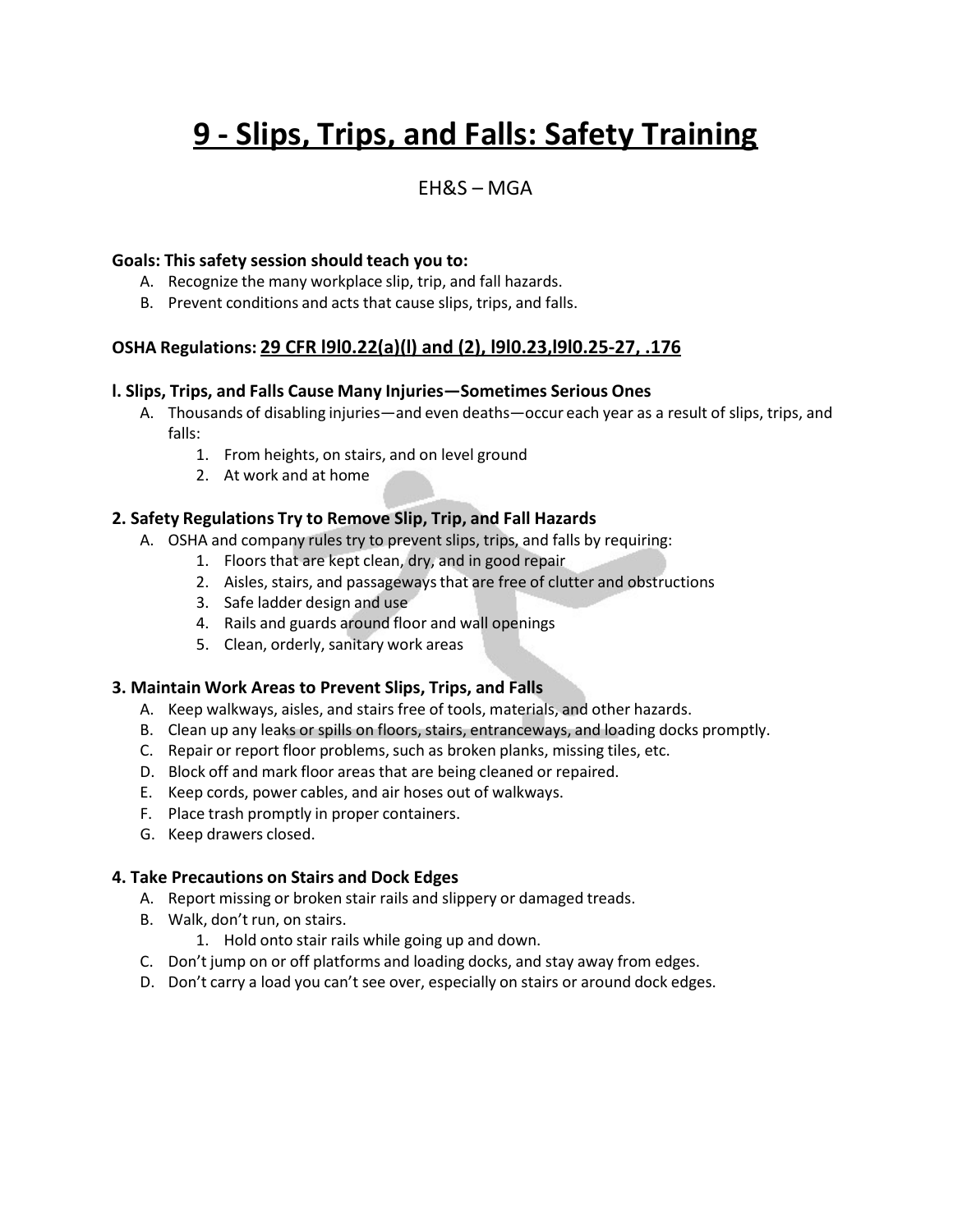# 9 - Slips, Trips, and Falls: Safety Training

EH&S – MGA

**Goals: This safety session should teach you to:**

A. Recognize the many workplace slip, trip, and fall hazards.
B. Prevent conditions and acts that cause slips, trips, and falls.

**OSHA Regulations: 29 CFR l9l0.22(a)(l) and (2), l9l0.23,l9l0.25-27, .176**

### l. Slips, Trips, and Falls Cause Many Injuries—Sometimes Serious Ones

A. Thousands of disabling injuries—and even deaths—occur each year as a result of slips, trips, and falls:
   1. From heights, on stairs, and on level ground
   2. At work and at home

### 2. Safety Regulations Try to Remove Slip, Trip, and Fall Hazards

A. OSHA and company rules try to prevent slips, trips, and falls by requiring:
   1. Floors that are kept clean, dry, and in good repair
   2. Aisles, stairs, and passageways that are free of clutter and obstructions
   3. Safe ladder design and use
   4. Rails and guards around floor and wall openings
   5. Clean, orderly, sanitary work areas

### 3. Maintain Work Areas to Prevent Slips, Trips, and Falls

A. Keep walkways, aisles, and stairs free of tools, materials, and other hazards.
B. Clean up any leaks or spills on floors, stairs, entranceways, and loading docks promptly.
C. Repair or report floor problems, such as broken planks, missing tiles, etc.
D. Block off and mark floor areas that are being cleaned or repaired.
E. Keep cords, power cables, and air hoses out of walkways.
F. Place trash promptly in proper containers.
G. Keep drawers closed.

### 4. Take Precautions on Stairs and Dock Edges

A. Report missing or broken stair rails and slippery or damaged treads.
B. Walk, don't run, on stairs.
   1. Hold onto stair rails while going up and down.
C. Don't jump on or off platforms and loading docks, and stay away from edges.
D. Don't carry a load you can't see over, especially on stairs or around dock edges.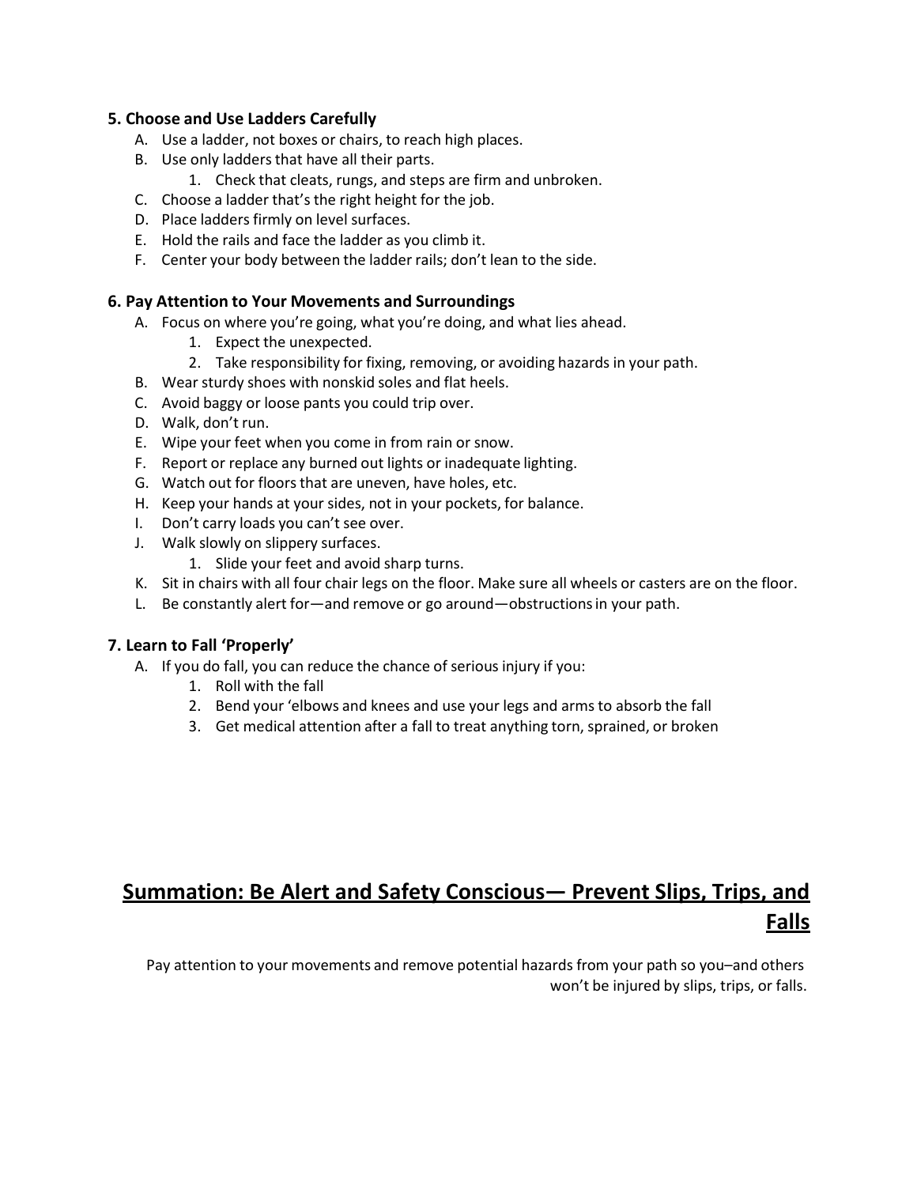### 5. Choose and Use Ladders Carefully

A. Use a ladder, not boxes or chairs, to reach high places.
B. Use only ladders that have all their parts.
    1. Check that cleats, rungs, and steps are firm and unbroken.
C. Choose a ladder that's the right height for the job.
D. Place ladders firmly on level surfaces.
E. Hold the rails and face the ladder as you climb it.
F. Center your body between the ladder rails; don't lean to the side.

### 6. Pay Attention to Your Movements and Surroundings

A. Focus on where you're going, what you're doing, and what lies ahead.
    1. Expect the unexpected.
    2. Take responsibility for fixing, removing, or avoiding hazards in your path.
B. Wear sturdy shoes with nonskid soles and flat heels.
C. Avoid baggy or loose pants you could trip over.
D. Walk, don't run.
E. Wipe your feet when you come in from rain or snow.
F. Report or replace any burned out lights or inadequate lighting.
G. Watch out for floors that are uneven, have holes, etc.
H. Keep your hands at your sides, not in your pockets, for balance.
I. Don't carry loads you can't see over.
J. Walk slowly on slippery surfaces.
    1. Slide your feet and avoid sharp turns.
K. Sit in chairs with all four chair legs on the floor. Make sure all wheels or casters are on the floor.
L. Be constantly alert for—and remove or go around—obstructions in your path.

### 7. Learn to Fall 'Properly'

A. If you do fall, you can reduce the chance of serious injury if you:
    1. Roll with the fall
    2. Bend your 'elbows and knees and use your legs and arms to absorb the fall
    3. Get medical attention after a fall to treat anything torn, sprained, or broken

## Summation: Be Alert and Safety Conscious— Prevent Slips, Trips, and Falls

Pay attention to your movements and remove potential hazards from your path so you–and others won't be injured by slips, trips, or falls.